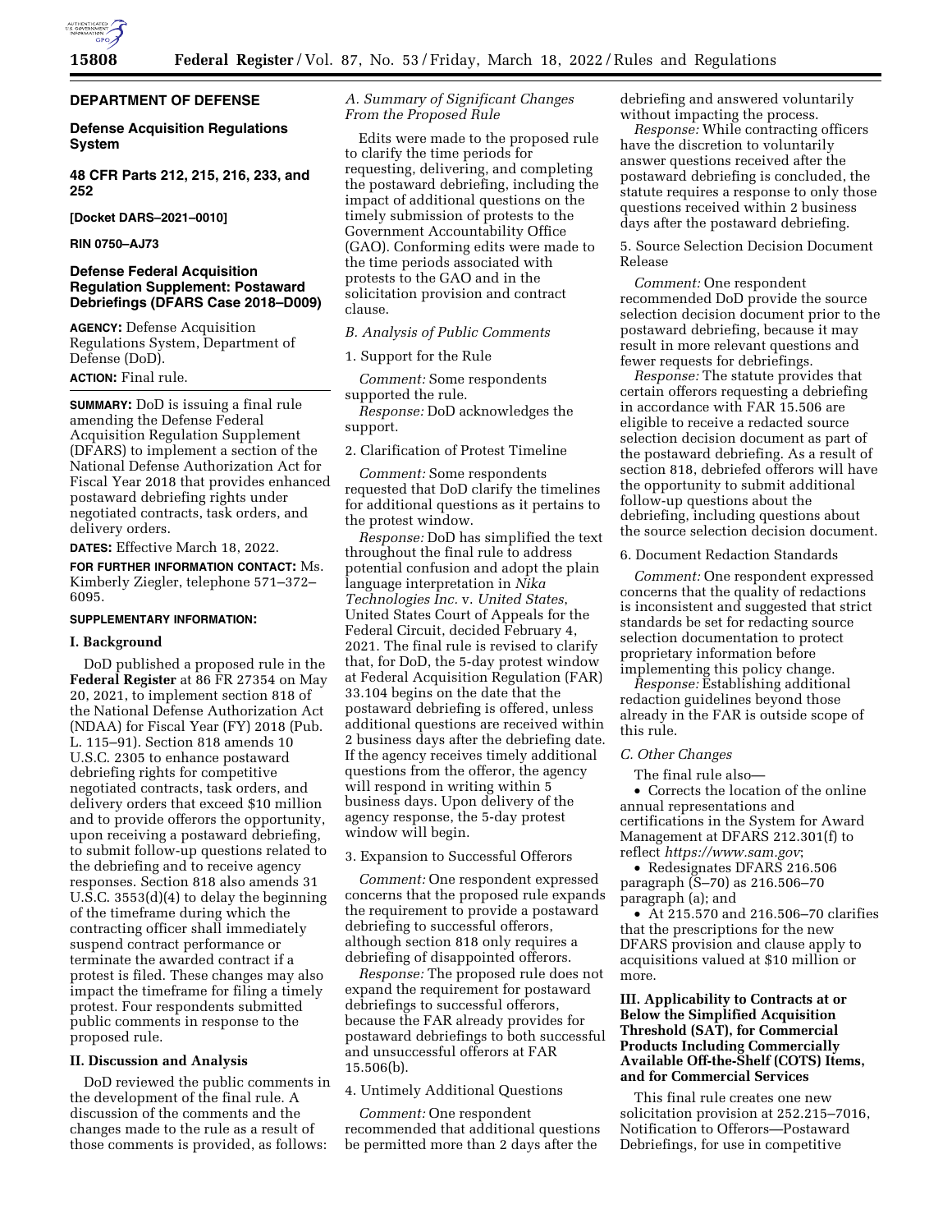**DEPARTMENT OF DEFENSE**

**Defense Acquisition Regulations System**

**48 CFR Parts 212, 215, 216, 233, and 252**

**[Docket DARS–2021–0010]**

**RIN 0750–AJ73**

## Defense Federal Acquisition Regulation Supplement: Postaward Debriefings (DFARS Case 2018–D009)

**AGENCY:** Defense Acquisition Regulations System, Department of Defense (DoD).

**ACTION:** Final rule.

**SUMMARY:** DoD is issuing a final rule amending the Defense Federal Acquisition Regulation Supplement (DFARS) to implement a section of the National Defense Authorization Act for Fiscal Year 2018 that provides enhanced postaward debriefing rights under negotiated contracts, task orders, and delivery orders.

**DATES:** Effective March 18, 2022.

**FOR FURTHER INFORMATION CONTACT:** Ms. Kimberly Ziegler, telephone 571–372–6095.

**SUPPLEMENTARY INFORMATION:**

### I. Background

DoD published a proposed rule in the **Federal Register** at 86 FR 27354 on May 20, 2021, to implement section 818 of the National Defense Authorization Act (NDAA) for Fiscal Year (FY) 2018 (Pub. L. 115–91). Section 818 amends 10 U.S.C. 2305 to enhance postaward debriefing rights for competitive negotiated contracts, task orders, and delivery orders that exceed $10 million and to provide offerors the opportunity, upon receiving a postaward debriefing, to submit follow-up questions related to the debriefing and to receive agency responses. Section 818 also amends 31 U.S.C. 3553(d)(4) to delay the beginning of the timeframe during which the contracting officer shall immediately suspend contract performance or terminate the awarded contract if a protest is filed. These changes may also impact the timeframe for filing a timely protest. Four respondents submitted public comments in response to the proposed rule.

### II. Discussion and Analysis

DoD reviewed the public comments in the development of the final rule. A discussion of the comments and the changes made to the rule as a result of those comments is provided, as follows:

*A. Summary of Significant Changes From the Proposed Rule*

Edits were made to the proposed rule to clarify the time periods for requesting, delivering, and completing the postaward debriefing, including the impact of additional questions on the timely submission of protests to the Government Accountability Office (GAO). Conforming edits were made to the time periods associated with protests to the GAO and in the solicitation provision and contract clause.

*B. Analysis of Public Comments*

1. Support for the Rule

*Comment:* Some respondents supported the rule.

*Response:* DoD acknowledges the support.

2. Clarification of Protest Timeline

*Comment:* Some respondents requested that DoD clarify the timelines for additional questions as it pertains to the protest window.

*Response:* DoD has simplified the text throughout the final rule to address potential confusion and adopt the plain language interpretation in *Nika Technologies Inc.* v. *United States*, United States Court of Appeals for the Federal Circuit, decided February 4, 2021. The final rule is revised to clarify that, for DoD, the 5-day protest window at Federal Acquisition Regulation (FAR) 33.104 begins on the date that the postaward debriefing is offered, unless additional questions are received within 2 business days after the debriefing date. If the agency receives timely additional questions from the offeror, the agency will respond in writing within 5 business days. Upon delivery of the agency response, the 5-day protest window will begin.

3. Expansion to Successful Offerors

*Comment:* One respondent expressed concerns that the proposed rule expands the requirement to provide a postaward debriefing to successful offerors, although section 818 only requires a debriefing of disappointed offerors.

*Response:* The proposed rule does not expand the requirement for postaward debriefings to successful offerors, because the FAR already provides for postaward debriefings to both successful and unsuccessful offerors at FAR 15.506(b).

4. Untimely Additional Questions

*Comment:* One respondent recommended that additional questions be permitted more than 2 days after the debriefing and answered voluntarily without impacting the process.

*Response:* While contracting officers have the discretion to voluntarily answer questions received after the postaward debriefing is concluded, the statute requires a response to only those questions received within 2 business days after the postaward debriefing.

5. Source Selection Decision Document Release

*Comment:* One respondent recommended DoD provide the source selection decision document prior to the postaward debriefing, because it may result in more relevant questions and fewer requests for debriefings.

*Response:* The statute provides that certain offerors requesting a debriefing in accordance with FAR 15.506 are eligible to receive a redacted source selection decision document as part of the postaward debriefing. As a result of section 818, debriefed offerors will have the opportunity to submit additional follow-up questions about the debriefing, including questions about the source selection decision document.

6. Document Redaction Standards

*Comment:* One respondent expressed concerns that the quality of redactions is inconsistent and suggested that strict standards be set for redacting source selection documentation to protect proprietary information before implementing this policy change.

*Response:* Establishing additional redaction guidelines beyond those already in the FAR is outside scope of this rule.

*C. Other Changes*

The final rule also—

- Corrects the location of the online annual representations and certifications in the System for Award Management at DFARS 212.301(f) to reflect *https://www.sam.gov*;
- Redesignates DFARS 216.506 paragraph (S–70) as 216.506–70 paragraph (a); and
- At 215.570 and 216.506–70 clarifies that the prescriptions for the new DFARS provision and clause apply to acquisitions valued at $10 million or more.

### III. Applicability to Contracts at or Below the Simplified Acquisition Threshold (SAT), for Commercial Products Including Commercially Available Off-the-Shelf (COTS) Items, and for Commercial Services

This final rule creates one new solicitation provision at 252.215–7016, Notification to Offerors—Postaward Debriefings, for use in competitive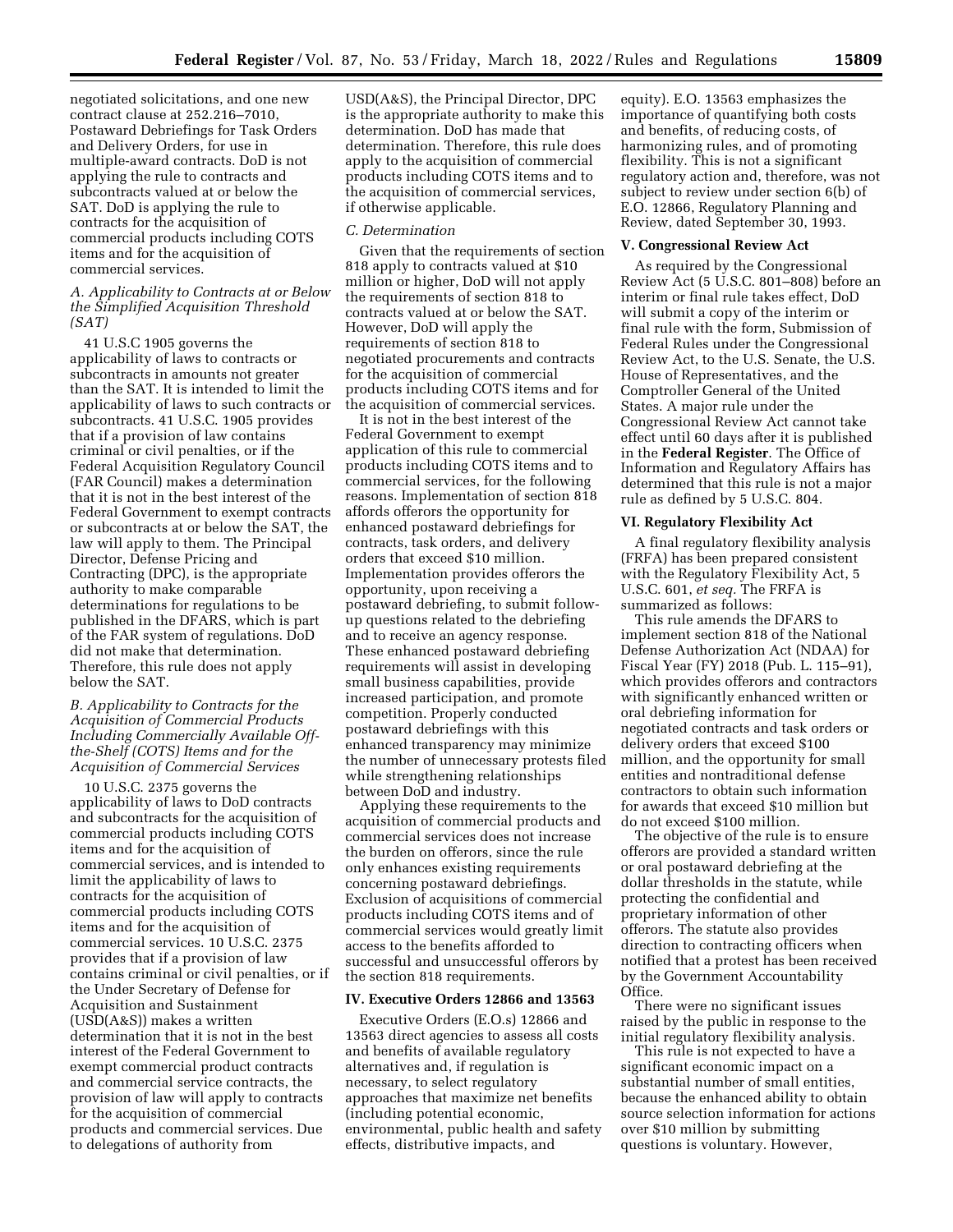negotiated solicitations, and one new contract clause at 252.216–7010, Postaward Debriefings for Task Orders and Delivery Orders, for use in multiple-award contracts. DoD is not applying the rule to contracts and subcontracts valued at or below the SAT. DoD is applying the rule to contracts for the acquisition of commercial products including COTS items and for the acquisition of commercial services.

### *A. Applicability to Contracts at or Below the Simplified Acquisition Threshold (SAT)*

41 U.S.C 1905 governs the applicability of laws to contracts or subcontracts in amounts not greater than the SAT. It is intended to limit the applicability of laws to such contracts or subcontracts. 41 U.S.C. 1905 provides that if a provision of law contains criminal or civil penalties, or if the Federal Acquisition Regulatory Council (FAR Council) makes a determination that it is not in the best interest of the Federal Government to exempt contracts or subcontracts at or below the SAT, the law will apply to them. The Principal Director, Defense Pricing and Contracting (DPC), is the appropriate authority to make comparable determinations for regulations to be published in the DFARS, which is part of the FAR system of regulations. DoD did not make that determination. Therefore, this rule does not apply below the SAT.

### *B. Applicability to Contracts for the Acquisition of Commercial Products Including Commercially Available Off-the-Shelf (COTS) Items and for the Acquisition of Commercial Services*

10 U.S.C. 2375 governs the applicability of laws to DoD contracts and subcontracts for the acquisition of commercial products including COTS items and for the acquisition of commercial services, and is intended to limit the applicability of laws to contracts for the acquisition of commercial products including COTS items and for the acquisition of commercial services. 10 U.S.C. 2375 provides that if a provision of law contains criminal or civil penalties, or if the Under Secretary of Defense for Acquisition and Sustainment (USD(A&S)) makes a written determination that it is not in the best interest of the Federal Government to exempt commercial product contracts and commercial service contracts, the provision of law will apply to contracts for the acquisition of commercial products and commercial services. Due to delegations of authority from USD(A&S), the Principal Director, DPC is the appropriate authority to make this determination. DoD has made that determination. Therefore, this rule does apply to the acquisition of commercial products including COTS items and to the acquisition of commercial services, if otherwise applicable.

### *C. Determination*

Given that the requirements of section 818 apply to contracts valued at $10 million or higher, DoD will not apply the requirements of section 818 to contracts valued at or below the SAT. However, DoD will apply the requirements of section 818 to negotiated procurements and contracts for the acquisition of commercial products including COTS items and for the acquisition of commercial services.

It is not in the best interest of the Federal Government to exempt application of this rule to commercial products including COTS items and to commercial services, for the following reasons. Implementation of section 818 affords offerors the opportunity for enhanced postaward debriefings for contracts, task orders, and delivery orders that exceed $10 million. Implementation provides offerors the opportunity, upon receiving a postaward debriefing, to submit follow-up questions related to the debriefing and to receive an agency response. These enhanced postaward debriefing requirements will assist in developing small business capabilities, provide increased participation, and promote competition. Properly conducted postaward debriefings with this enhanced transparency may minimize the number of unnecessary protests filed while strengthening relationships between DoD and industry.

Applying these requirements to the acquisition of commercial products and commercial services does not increase the burden on offerors, since the rule only enhances existing requirements concerning postaward debriefings. Exclusion of acquisitions of commercial products including COTS items and of commercial services would greatly limit access to the benefits afforded to successful and unsuccessful offerors by the section 818 requirements.

## IV. Executive Orders 12866 and 13563

Executive Orders (E.O.s) 12866 and 13563 direct agencies to assess all costs and benefits of available regulatory alternatives and, if regulation is necessary, to select regulatory approaches that maximize net benefits (including potential economic, environmental, public health and safety effects, distributive impacts, and equity). E.O. 13563 emphasizes the importance of quantifying both costs and benefits, of reducing costs, of harmonizing rules, and of promoting flexibility. This is not a significant regulatory action and, therefore, was not subject to review under section 6(b) of E.O. 12866, Regulatory Planning and Review, dated September 30, 1993.

## V. Congressional Review Act

As required by the Congressional Review Act (5 U.S.C. 801–808) before an interim or final rule takes effect, DoD will submit a copy of the interim or final rule with the form, Submission of Federal Rules under the Congressional Review Act, to the U.S. Senate, the U.S. House of Representatives, and the Comptroller General of the United States. A major rule under the Congressional Review Act cannot take effect until 60 days after it is published in the **Federal Register**. The Office of Information and Regulatory Affairs has determined that this rule is not a major rule as defined by 5 U.S.C. 804.

## VI. Regulatory Flexibility Act

A final regulatory flexibility analysis (FRFA) has been prepared consistent with the Regulatory Flexibility Act, 5 U.S.C. 601, *et seq.* The FRFA is summarized as follows:

This rule amends the DFARS to implement section 818 of the National Defense Authorization Act (NDAA) for Fiscal Year (FY) 2018 (Pub. L. 115–91), which provides offerors and contractors with significantly enhanced written or oral debriefing information for negotiated contracts and task orders or delivery orders that exceed $100 million, and the opportunity for small entities and nontraditional defense contractors to obtain such information for awards that exceed $10 million but do not exceed $100 million.

The objective of the rule is to ensure offerors are provided a standard written or oral postaward debriefing at the dollar thresholds in the statute, while protecting the confidential and proprietary information of other offerors. The statute also provides direction to contracting officers when notified that a protest has been received by the Government Accountability Office.

There were no significant issues raised by the public in response to the initial regulatory flexibility analysis.

This rule is not expected to have a significant economic impact on a substantial number of small entities, because the enhanced ability to obtain source selection information for actions over $10 million by submitting questions is voluntary. However,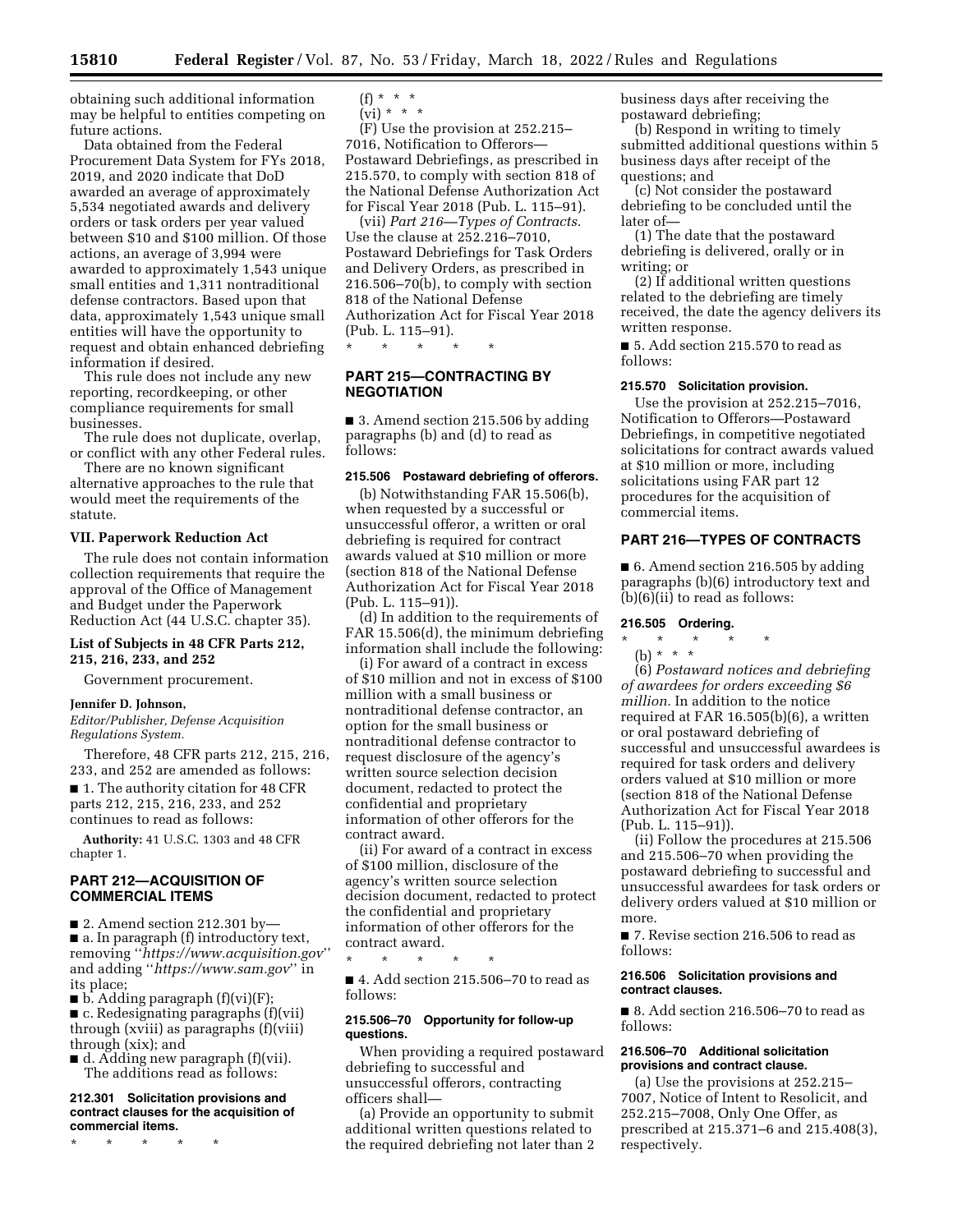obtaining such additional information may be helpful to entities competing on future actions.

Data obtained from the Federal Procurement Data System for FYs 2018, 2019, and 2020 indicate that DoD awarded an average of approximately 5,534 negotiated awards and delivery orders or task orders per year valued between $10 and $100 million. Of those actions, an average of 3,994 were awarded to approximately 1,543 unique small entities and 1,311 nontraditional defense contractors. Based upon that data, approximately 1,543 unique small entities will have the opportunity to request and obtain enhanced debriefing information if desired.

This rule does not include any new reporting, recordkeeping, or other compliance requirements for small businesses.

The rule does not duplicate, overlap, or conflict with any other Federal rules.

There are no known significant alternative approaches to the rule that would meet the requirements of the statute.

### VII. Paperwork Reduction Act

The rule does not contain information collection requirements that require the approval of the Office of Management and Budget under the Paperwork Reduction Act (44 U.S.C. chapter 35).

### List of Subjects in 48 CFR Parts 212, 215, 216, 233, and 252

Government procurement.

**Jennifer D. Johnson,**
*Editor/Publisher, Defense Acquisition Regulations System.*

Therefore, 48 CFR parts 212, 215, 216, 233, and 252 are amended as follows:

■ 1. The authority citation for 48 CFR parts 212, 215, 216, 233, and 252 continues to read as follows:

**Authority:** 41 U.S.C. 1303 and 48 CFR chapter 1.

## PART 212—ACQUISITION OF COMMERCIAL ITEMS

■ 2. Amend section 212.301 by—

■ a. In paragraph (f) introductory text, removing ''*https://www.acquisition.gov*'' and adding ''*https://www.sam.gov*'' in its place;

■ b. Adding paragraph (f)(vi)(F);

■ c. Redesignating paragraphs (f)(vii) through (xviii) as paragraphs (f)(viii) through (xix); and

■ d. Adding new paragraph (f)(vii).

The additions read as follows:

**212.301 Solicitation provisions and contract clauses for the acquisition of commercial items.**

\* \* \* \* \*

(f) \* \* \*

(vi) \* \* \*

(F) Use the provision at 252.215–7016, Notification to Offerors—Postaward Debriefings, as prescribed in 215.570, to comply with section 818 of the National Defense Authorization Act for Fiscal Year 2018 (Pub. L. 115–91).

(vii) *Part 216—Types of Contracts.* Use the clause at 252.216–7010, Postaward Debriefings for Task Orders and Delivery Orders, as prescribed in 216.506–70(b), to comply with section 818 of the National Defense Authorization Act for Fiscal Year 2018 (Pub. L. 115–91).

\* \* \* \* \*

## PART 215—CONTRACTING BY NEGOTIATION

■ 3. Amend section 215.506 by adding paragraphs (b) and (d) to read as follows:

**215.506 Postaward debriefing of offerors.**

(b) Notwithstanding FAR 15.506(b), when requested by a successful or unsuccessful offeror, a written or oral debriefing is required for contract awards valued at $10 million or more (section 818 of the National Defense Authorization Act for Fiscal Year 2018 (Pub. L. 115–91)).

(d) In addition to the requirements of FAR 15.506(d), the minimum debriefing information shall include the following:

(i) For award of a contract in excess of $10 million and not in excess of $100 million with a small business or nontraditional defense contractor, an option for the small business or nontraditional defense contractor to request disclosure of the agency's written source selection decision document, redacted to protect the confidential and proprietary information of other offerors for the contract award.

(ii) For award of a contract in excess of $100 million, disclosure of the agency's written source selection decision document, redacted to protect the confidential and proprietary information of other offerors for the contract award.

\* \* \* \* \*

■ 4. Add section 215.506–70 to read as follows:

**215.506–70 Opportunity for follow-up questions.**

When providing a required postaward debriefing to successful and unsuccessful offerors, contracting officers shall—

(a) Provide an opportunity to submit additional written questions related to the required debriefing not later than 2 business days after receiving the postaward debriefing;

(b) Respond in writing to timely submitted additional questions within 5 business days after receipt of the questions; and

(c) Not consider the postaward debriefing to be concluded until the later of—

(1) The date that the postaward debriefing is delivered, orally or in writing; or

(2) If additional written questions related to the debriefing are timely received, the date the agency delivers its written response.

■ 5. Add section 215.570 to read as follows:

**215.570 Solicitation provision.**

Use the provision at 252.215–7016, Notification to Offerors—Postaward Debriefings, in competitive negotiated solicitations for contract awards valued at $10 million or more, including solicitations using FAR part 12 procedures for the acquisition of commercial items.

## PART 216—TYPES OF CONTRACTS

■ 6. Amend section 216.505 by adding paragraphs (b)(6) introductory text and (b)(6)(ii) to read as follows:

**216.505 Ordering.**

\* \* \* \* \*

(b) \* \* \*

(6) *Postaward notices and debriefing of awardees for orders exceeding $6 million.* In addition to the notice required at FAR 16.505(b)(6), a written or oral postaward debriefing of successful and unsuccessful awardees is required for task orders and delivery orders valued at $10 million or more (section 818 of the National Defense Authorization Act for Fiscal Year 2018 (Pub. L. 115–91)).

(ii) Follow the procedures at 215.506 and 215.506–70 when providing the postaward debriefing to successful and unsuccessful awardees for task orders or delivery orders valued at $10 million or more.

■ 7. Revise section 216.506 to read as follows:

**216.506 Solicitation provisions and contract clauses.**

■ 8. Add section 216.506–70 to read as follows:

**216.506–70 Additional solicitation provisions and contract clause.**

(a) Use the provisions at 252.215–7007, Notice of Intent to Resolicit, and 252.215–7008, Only One Offer, as prescribed at 215.371–6 and 215.408(3), respectively.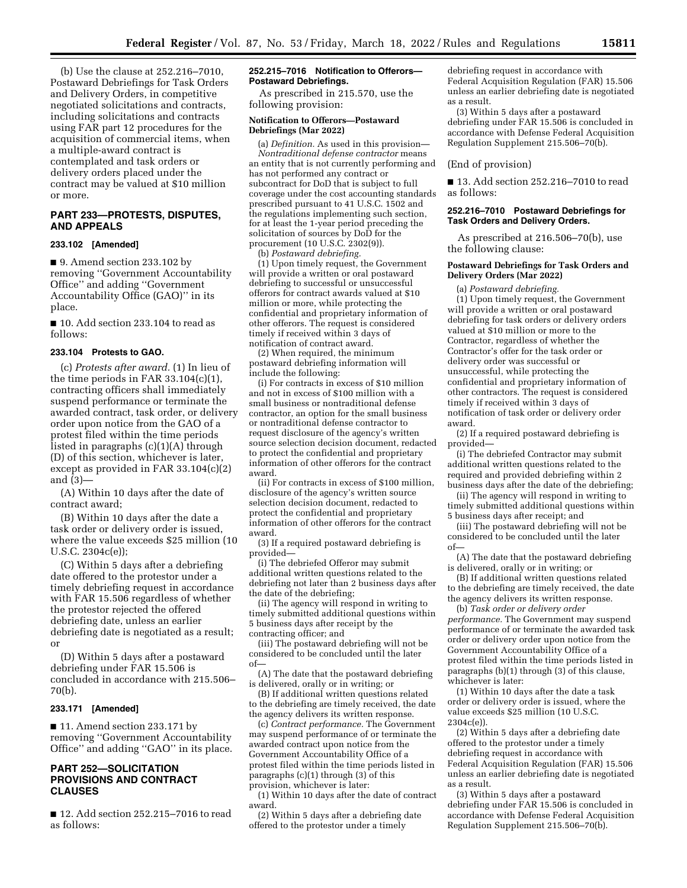(b) Use the clause at 252.216–7010, Postaward Debriefings for Task Orders and Delivery Orders, in competitive negotiated solicitations and contracts, including solicitations and contracts using FAR part 12 procedures for the acquisition of commercial items, when a multiple-award contract is contemplated and task orders or delivery orders placed under the contract may be valued at $10 million or more.

## PART 233—PROTESTS, DISPUTES, AND APPEALS

### 233.102 [Amended]

■ 9. Amend section 233.102 by removing ''Government Accountability Office'' and adding ''Government Accountability Office (GAO)'' in its place.

■ 10. Add section 233.104 to read as follows:

### 233.104 Protests to GAO.

(c) *Protests after award.* (1) In lieu of the time periods in FAR 33.104(c)(1), contracting officers shall immediately suspend performance or terminate the awarded contract, task order, or delivery order upon notice from the GAO of a protest filed within the time periods listed in paragraphs (c)(1)(A) through (D) of this section, whichever is later, except as provided in FAR 33.104(c)(2) and (3)—

(A) Within 10 days after the date of contract award;

(B) Within 10 days after the date a task order or delivery order is issued, where the value exceeds $25 million (10 U.S.C. 2304c(e));

(C) Within 5 days after a debriefing date offered to the protestor under a timely debriefing request in accordance with FAR 15.506 regardless of whether the protestor rejected the offered debriefing date, unless an earlier debriefing date is negotiated as a result; or

(D) Within 5 days after a postaward debriefing under FAR 15.506 is concluded in accordance with 215.506–70(b).

### 233.171 [Amended]

■ 11. Amend section 233.171 by removing ''Government Accountability Office'' and adding ''GAO'' in its place.

## PART 252—SOLICITATION PROVISIONS AND CONTRACT CLAUSES

■ 12. Add section 252.215–7016 to read as follows:

### 252.215–7016 Notification to Offerors—Postaward Debriefings.

As prescribed in 215.570, use the following provision:

**Notification to Offerors—Postaward Debriefings (Mar 2022)**

(a) *Definition.* As used in this provision—

*Nontraditional defense contractor* means an entity that is not currently performing and has not performed any contract or subcontract for DoD that is subject to full coverage under the cost accounting standards prescribed pursuant to 41 U.S.C. 1502 and the regulations implementing such section, for at least the 1-year period preceding the solicitation of sources by DoD for the procurement (10 U.S.C. 2302(9)).

(b) *Postaward debriefing.*

(1) Upon timely request, the Government will provide a written or oral postaward debriefing to successful or unsuccessful offerors for contract awards valued at $10 million or more, while protecting the confidential and proprietary information of other offerors. The request is considered timely if received within 3 days of notification of contract award.

(2) When required, the minimum postaward debriefing information will include the following:

(i) For contracts in excess of $10 million and not in excess of $100 million with a small business or nontraditional defense contractor, an option for the small business or nontraditional defense contractor to request disclosure of the agency's written source selection decision document, redacted to protect the confidential and proprietary information of other offerors for the contract award.

(ii) For contracts in excess of $100 million, disclosure of the agency's written source selection decision document, redacted to protect the confidential and proprietary information of other offerors for the contract award.

(3) If a required postaward debriefing is provided—

(i) The debriefed Offeror may submit additional written questions related to the debriefing not later than 2 business days after the date of the debriefing;

(ii) The agency will respond in writing to timely submitted additional questions within 5 business days after receipt by the contracting officer; and

(iii) The postaward debriefing will not be considered to be concluded until the later of—

(A) The date that the postaward debriefing is delivered, orally or in writing; or

(B) If additional written questions related to the debriefing are timely received, the date the agency delivers its written response.

(c) *Contract performance.* The Government may suspend performance of or terminate the awarded contract upon notice from the Government Accountability Office of a protest filed within the time periods listed in paragraphs (c)(1) through (3) of this provision, whichever is later:

(1) Within 10 days after the date of contract award.

(2) Within 5 days after a debriefing date offered to the protestor under a timely debriefing request in accordance with Federal Acquisition Regulation (FAR) 15.506 unless an earlier debriefing date is negotiated as a result.

(3) Within 5 days after a postaward debriefing under FAR 15.506 is concluded in accordance with Defense Federal Acquisition Regulation Supplement 215.506–70(b).

(End of provision)

■ 13. Add section 252.216–7010 to read as follows:

### 252.216–7010 Postaward Debriefings for Task Orders and Delivery Orders.

As prescribed at 216.506–70(b), use the following clause:

**Postaward Debriefings for Task Orders and Delivery Orders (Mar 2022)**

(a) *Postaward debriefing.*

(1) Upon timely request, the Government will provide a written or oral postaward debriefing for task orders or delivery orders valued at $10 million or more to the Contractor, regardless of whether the Contractor's offer for the task order or delivery order was successful or unsuccessful, while protecting the confidential and proprietary information of other contractors. The request is considered timely if received within 3 days of notification of task order or delivery order award.

(2) If a required postaward debriefing is provided—

(i) The debriefed Contractor may submit additional written questions related to the required and provided debriefing within 2 business days after the date of the debriefing;

(ii) The agency will respond in writing to timely submitted additional questions within 5 business days after receipt; and

(iii) The postaward debriefing will not be considered to be concluded until the later of—

(A) The date that the postaward debriefing is delivered, orally or in writing; or

(B) If additional written questions related to the debriefing are timely received, the date the agency delivers its written response.

(b) *Task order or delivery order performance.* The Government may suspend performance of or terminate the awarded task order or delivery order upon notice from the Government Accountability Office of a protest filed within the time periods listed in paragraphs (b)(1) through (3) of this clause, whichever is later:

(1) Within 10 days after the date a task order or delivery order is issued, where the value exceeds $25 million (10 U.S.C. 2304c(e)).

(2) Within 5 days after a debriefing date offered to the protestor under a timely debriefing request in accordance with Federal Acquisition Regulation (FAR) 15.506 unless an earlier debriefing date is negotiated as a result.

(3) Within 5 days after a postaward debriefing under FAR 15.506 is concluded in accordance with Defense Federal Acquisition Regulation Supplement 215.506–70(b).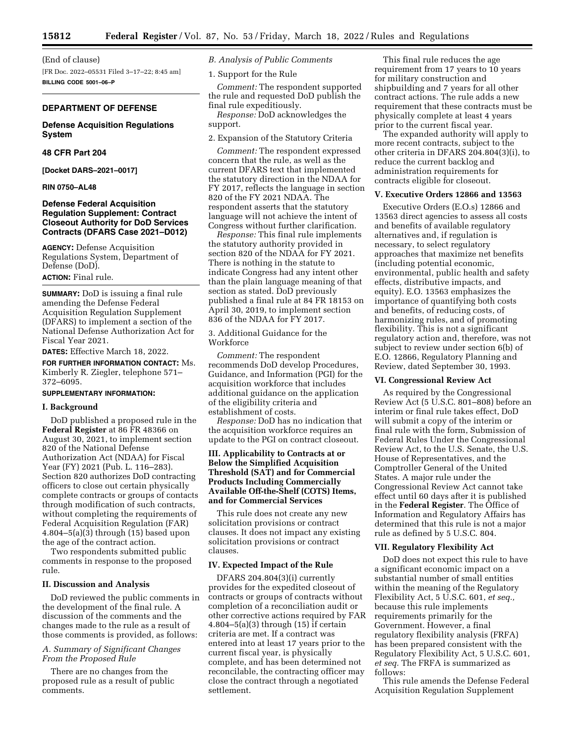(End of clause)

[FR Doc. 2022–05531 Filed 3–17–22; 8:45 am]

**BILLING CODE 5001–06–P**

**DEPARTMENT OF DEFENSE**

**Defense Acquisition Regulations System**

**48 CFR Part 204**

**[Docket DARS–2021–0017]**

**RIN 0750–AL48**

## Defense Federal Acquisition Regulation Supplement: Contract Closeout Authority for DoD Services Contracts (DFARS Case 2021–D012)

**AGENCY:** Defense Acquisition Regulations System, Department of Defense (DoD).

**ACTION:** Final rule.

**SUMMARY:** DoD is issuing a final rule amending the Defense Federal Acquisition Regulation Supplement (DFARS) to implement a section of the National Defense Authorization Act for Fiscal Year 2021.

**DATES:** Effective March 18, 2022.

**FOR FURTHER INFORMATION CONTACT:** Ms. Kimberly R. Ziegler, telephone 571–372–6095.

**SUPPLEMENTARY INFORMATION:**

### I. Background

DoD published a proposed rule in the **Federal Register** at 86 FR 48366 on August 30, 2021, to implement section 820 of the National Defense Authorization Act (NDAA) for Fiscal Year (FY) 2021 (Pub. L. 116–283). Section 820 authorizes DoD contracting officers to close out certain physically complete contracts or groups of contacts through modification of such contracts, without completing the requirements of Federal Acquisition Regulation (FAR) 4.804–5(a)(3) through (15) based upon the age of the contract action.

Two respondents submitted public comments in response to the proposed rule.

### II. Discussion and Analysis

DoD reviewed the public comments in the development of the final rule. A discussion of the comments and the changes made to the rule as a result of those comments is provided, as follows:

*A. Summary of Significant Changes From the Proposed Rule*

There are no changes from the proposed rule as a result of public comments.

*B. Analysis of Public Comments*

1. Support for the Rule

*Comment:* The respondent supported the rule and requested DoD publish the final rule expeditiously.

*Response:* DoD acknowledges the support.

2. Expansion of the Statutory Criteria

*Comment:* The respondent expressed concern that the rule, as well as the current DFARS text that implemented the statutory direction in the NDAA for FY 2017, reflects the language in section 820 of the FY 2021 NDAA. The respondent asserts that the statutory language will not achieve the intent of Congress without further clarification.

*Response:* This final rule implements the statutory authority provided in section 820 of the NDAA for FY 2021. There is nothing in the statute to indicate Congress had any intent other than the plain language meaning of that section as stated. DoD previously published a final rule at 84 FR 18153 on April 30, 2019, to implement section 836 of the NDAA for FY 2017.

3. Additional Guidance for the Workforce

*Comment:* The respondent recommends DoD develop Procedures, Guidance, and Information (PGI) for the acquisition workforce that includes additional guidance on the application of the eligibility criteria and establishment of costs.

*Response:* DoD has no indication that the acquisition workforce requires an update to the PGI on contract closeout.

### III. Applicability to Contracts at or Below the Simplified Acquisition Threshold (SAT) and for Commercial Products Including Commercially Available Off-the-Shelf (COTS) Items, and for Commercial Services

This rule does not create any new solicitation provisions or contract clauses. It does not impact any existing solicitation provisions or contract clauses.

### IV. Expected Impact of the Rule

DFARS 204.804(3)(i) currently provides for the expedited closeout of contracts or groups of contracts without completion of a reconciliation audit or other corrective actions required by FAR 4.804–5(a)(3) through (15) if certain criteria are met. If a contract was entered into at least 17 years prior to the current fiscal year, is physically complete, and has been determined not reconcilable, the contracting officer may close the contract through a negotiated settlement.

This final rule reduces the age requirement from 17 years to 10 years for military construction and shipbuilding and 7 years for all other contract actions. The rule adds a new requirement that these contracts must be physically complete at least 4 years prior to the current fiscal year.

The expanded authority will apply to more recent contracts, subject to the other criteria in DFARS 204.804(3)(i), to reduce the current backlog and administration requirements for contracts eligible for closeout.

### V. Executive Orders 12866 and 13563

Executive Orders (E.O.s) 12866 and 13563 direct agencies to assess all costs and benefits of available regulatory alternatives and, if regulation is necessary, to select regulatory approaches that maximize net benefits (including potential economic, environmental, public health and safety effects, distributive impacts, and equity). E.O. 13563 emphasizes the importance of quantifying both costs and benefits, of reducing costs, of harmonizing rules, and of promoting flexibility. This is not a significant regulatory action and, therefore, was not subject to review under section 6(b) of E.O. 12866, Regulatory Planning and Review, dated September 30, 1993.

### VI. Congressional Review Act

As required by the Congressional Review Act (5 U.S.C. 801–808) before an interim or final rule takes effect, DoD will submit a copy of the interim or final rule with the form, Submission of Federal Rules Under the Congressional Review Act, to the U.S. Senate, the U.S. House of Representatives, and the Comptroller General of the United States. A major rule under the Congressional Review Act cannot take effect until 60 days after it is published in the **Federal Register**. The Office of Information and Regulatory Affairs has determined that this rule is not a major rule as defined by 5 U.S.C. 804.

### VII. Regulatory Flexibility Act

DoD does not expect this rule to have a significant economic impact on a substantial number of small entities within the meaning of the Regulatory Flexibility Act, 5 U.S.C. 601, *et seq.,* because this rule implements requirements primarily for the Government. However, a final regulatory flexibility analysis (FRFA) has been prepared consistent with the Regulatory Flexibility Act, 5 U.S.C. 601, *et seq.* The FRFA is summarized as follows:

This rule amends the Defense Federal Acquisition Regulation Supplement